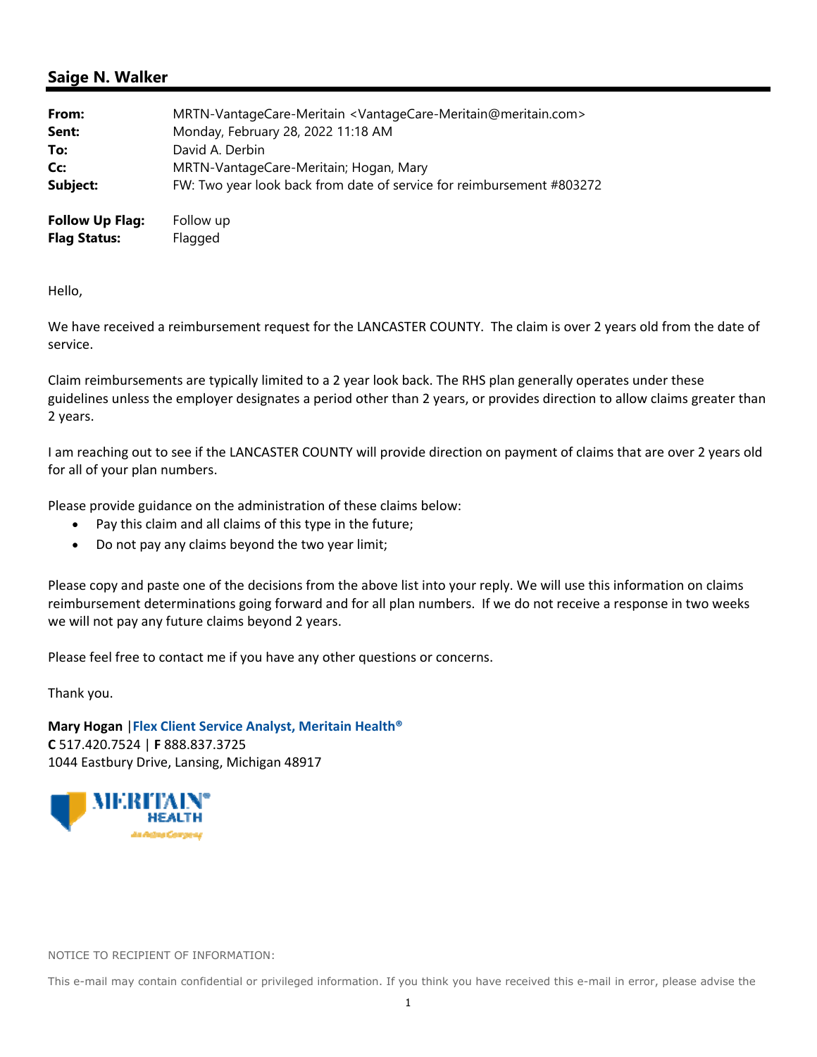## Saige N. Walker

| | |
|---|---|
| **From:** | MRTN-VantageCare-Meritain <VantageCare-Meritain@meritain.com> |
| **Sent:** | Monday, February 28, 2022 11:18 AM |
| **To:** | David A. Derbin |
| **Cc:** | MRTN-VantageCare-Meritain; Hogan, Mary |
| **Subject:** | FW: Two year look back from date of service for reimbursement #803272 |

| | |
|---|---|
| **Follow Up Flag:** | Follow up |
| **Flag Status:** | Flagged |

Hello,

We have received a reimbursement request for the LANCASTER COUNTY. The claim is over 2 years old from the date of service.

Claim reimbursements are typically limited to a 2 year look back. The RHS plan generally operates under these guidelines unless the employer designates a period other than 2 years, or provides direction to allow claims greater than 2 years.

I am reaching out to see if the LANCASTER COUNTY will provide direction on payment of claims that are over 2 years old for all of your plan numbers.

Please provide guidance on the administration of these claims below:

- Pay this claim and all claims of this type in the future;
- Do not pay any claims beyond the two year limit;

Please copy and paste one of the decisions from the above list into your reply. We will use this information on claims reimbursement determinations going forward and for all plan numbers. If we do not receive a response in two weeks we will not pay any future claims beyond 2 years.

Please feel free to contact me if you have any other questions or concerns.

Thank you.

**Mary Hogan** |**Flex Client Service Analyst, Meritain Health®**
**C** 517.420.7524 | **F** 888.837.3725
1044 Eastbury Drive, Lansing, Michigan 48917

MERITAIN® HEALTH
an Aetna Company

NOTICE TO RECIPIENT OF INFORMATION:

This e-mail may contain confidential or privileged information. If you think you have received this e-mail in error, please advise the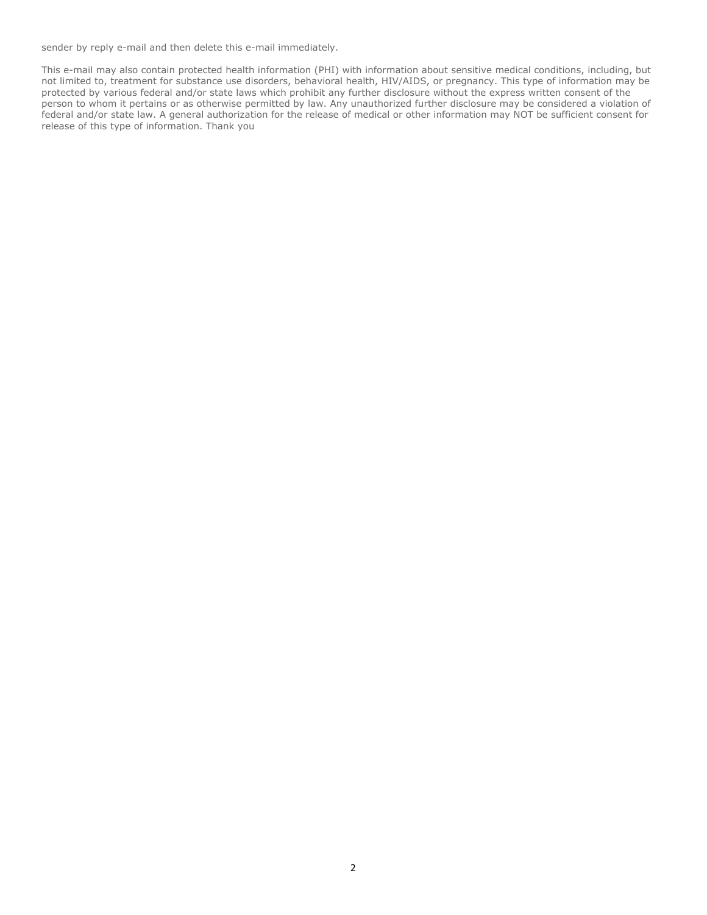sender by reply e-mail and then delete this e-mail immediately.

This e-mail may also contain protected health information (PHI) with information about sensitive medical conditions, including, but not limited to, treatment for substance use disorders, behavioral health, HIV/AIDS, or pregnancy. This type of information may be protected by various federal and/or state laws which prohibit any further disclosure without the express written consent of the person to whom it pertains or as otherwise permitted by law. Any unauthorized further disclosure may be considered a violation of federal and/or state law. A general authorization for the release of medical or other information may NOT be sufficient consent for release of this type of information. Thank you